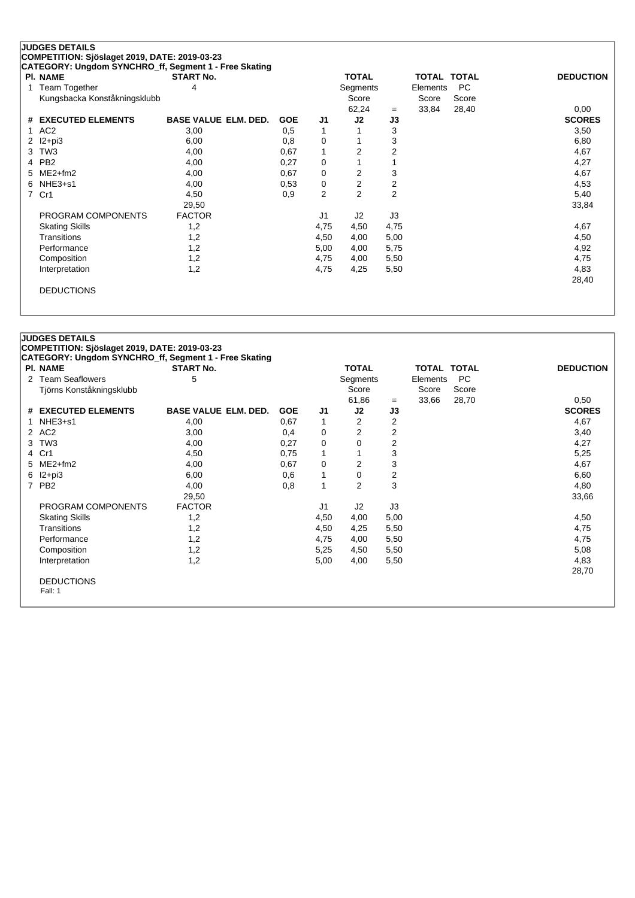## JUDGES DETAILS

**COMPETITION: Sjöslaget 2019, DATE: 2019-03-23**
**CATEGORY: Ungdom SYNCHRO_ff, Segment 1 - Free Skating**

| Pl. | NAME | START No. | TOTAL Segments Score | = | TOTAL Elements Score | TOTAL PC Score | DEDUCTION |
|---|---|---|---|---|---|---|---|
| 1 | Team Together<br>Kungsbacka Konståkningsklubb | 4 | 62,24 | = | 33,84 | 28,40 | 0,00 |

| # | EXECUTED ELEMENTS | BASE VALUE | ELM. DED. | GOE | J1 | J2 | J3 | SCORES |
|---|---|---|---|---|---|---|---|---|
| 1 | AC2 | 3,00 | | 0,5 | 1 | 1 | 3 | 3,50 |
| 2 | I2+pi3 | 6,00 | | 0,8 | 0 | 1 | 3 | 6,80 |
| 3 | TW3 | 4,00 | | 0,67 | 1 | 2 | 2 | 4,67 |
| 4 | PB2 | 4,00 | | 0,27 | 0 | 1 | 1 | 4,27 |
| 5 | ME2+fm2 | 4,00 | | 0,67 | 0 | 2 | 3 | 4,67 |
| 6 | NHE3+s1 | 4,00 | | 0,53 | 0 | 2 | 2 | 4,53 |
| 7 | Cr1 | 4,50 | | 0,9 | 2 | 2 | 2 | 5,40 |
| | | 29,50 | | | | | | 33,84 |

| PROGRAM COMPONENTS | FACTOR | J1 | J2 | J3 | SCORES |
|---|---|---|---|---|---|
| Skating Skills | 1,2 | 4,75 | 4,50 | 4,75 | 4,67 |
| Transitions | 1,2 | 4,50 | 4,00 | 5,00 | 4,50 |
| Performance | 1,2 | 5,00 | 4,00 | 5,75 | 4,92 |
| Composition | 1,2 | 4,75 | 4,00 | 5,50 | 4,75 |
| Interpretation | 1,2 | 4,75 | 4,25 | 5,50 | 4,83 |
| | | | | | 28,40 |

DEDUCTIONS

## JUDGES DETAILS

**COMPETITION: Sjöslaget 2019, DATE: 2019-03-23**
**CATEGORY: Ungdom SYNCHRO_ff, Segment 1 - Free Skating**

| Pl. | NAME | START No. | TOTAL Segments Score | = | TOTAL Elements Score | TOTAL PC Score | DEDUCTION |
|---|---|---|---|---|---|---|---|
| 2 | Team Seaflowers<br>Tjörns Konståkningsklubb | 5 | 61,86 | = | 33,66 | 28,70 | 0,50 |

| # | EXECUTED ELEMENTS | BASE VALUE | ELM. DED. | GOE | J1 | J2 | J3 | SCORES |
|---|---|---|---|---|---|---|---|---|
| 1 | NHE3+s1 | 4,00 | | 0,67 | 1 | 2 | 2 | 4,67 |
| 2 | AC2 | 3,00 | | 0,4 | 0 | 2 | 2 | 3,40 |
| 3 | TW3 | 4,00 | | 0,27 | 0 | 0 | 2 | 4,27 |
| 4 | Cr1 | 4,50 | | 0,75 | 1 | 1 | 3 | 5,25 |
| 5 | ME2+fm2 | 4,00 | | 0,67 | 0 | 2 | 3 | 4,67 |
| 6 | I2+pi3 | 6,00 | | 0,6 | 1 | 0 | 2 | 6,60 |
| 7 | PB2 | 4,00 | | 0,8 | 1 | 2 | 3 | 4,80 |
| | | 29,50 | | | | | | 33,66 |

| PROGRAM COMPONENTS | FACTOR | J1 | J2 | J3 | SCORES |
|---|---|---|---|---|---|
| Skating Skills | 1,2 | 4,50 | 4,00 | 5,00 | 4,50 |
| Transitions | 1,2 | 4,50 | 4,25 | 5,50 | 4,75 |
| Performance | 1,2 | 4,75 | 4,00 | 5,50 | 4,75 |
| Composition | 1,2 | 5,25 | 4,50 | 5,50 | 5,08 |
| Interpretation | 1,2 | 5,00 | 4,00 | 5,50 | 4,83 |
| | | | | | 28,70 |

DEDUCTIONS

Fall: 1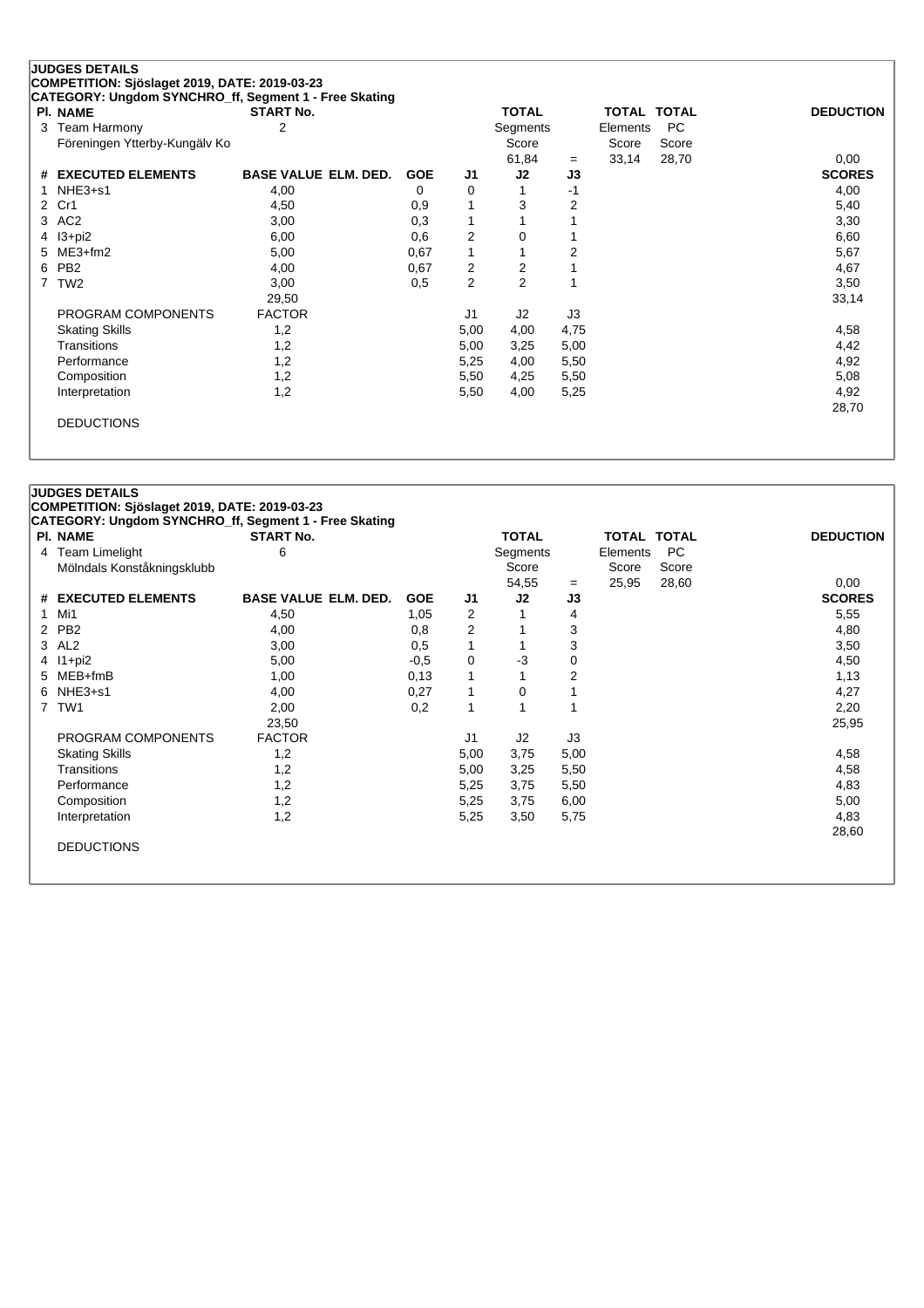## JUDGES DETAILS

**COMPETITION: Sjöslaget 2019, DATE: 2019-03-23**

**CATEGORY: Ungdom SYNCHRO_ff, Segment 1 - Free Skating**

| Pl. | NAME | START No. | TOTAL Segments Score | = | TOTAL Elements Score | TOTAL PC Score | DEDUCTION |
|---|---|---|---|---|---|---|---|
| 3 | Team Harmony<br>Föreningen Ytterby-Kungälv Ko | 2 | 61,84 | = | 33,14 | 28,70 | 0,00 |

| # | EXECUTED ELEMENTS | BASE VALUE | ELM. DED. | GOE | J1 | J2 | J3 | SCORES |
|---|---|---|---|---|---|---|---|---|
| 1 | NHE3+s1 | 4,00 | | 0 | 0 | 1 | -1 | 4,00 |
| 2 | Cr1 | 4,50 | | 0,9 | 1 | 3 | 2 | 5,40 |
| 3 | AC2 | 3,00 | | 0,3 | 1 | 1 | 1 | 3,30 |
| 4 | I3+pi2 | 6,00 | | 0,6 | 2 | 0 | 1 | 6,60 |
| 5 | ME3+fm2 | 5,00 | | 0,67 | 1 | 1 | 2 | 5,67 |
| 6 | PB2 | 4,00 | | 0,67 | 2 | 2 | 1 | 4,67 |
| 7 | TW2 | 3,00 | | 0,5 | 2 | 2 | 1 | 3,50 |
| | | 29,50 | | | | | | 33,14 |

| PROGRAM COMPONENTS | FACTOR | J1 | J2 | J3 | |
|---|---|---|---|---|---|
| Skating Skills | 1,2 | 5,00 | 4,00 | 4,75 | 4,58 |
| Transitions | 1,2 | 5,00 | 3,25 | 5,00 | 4,42 |
| Performance | 1,2 | 5,25 | 4,00 | 5,50 | 4,92 |
| Composition | 1,2 | 5,50 | 4,25 | 5,50 | 5,08 |
| Interpretation | 1,2 | 5,50 | 4,00 | 5,25 | 4,92 |
| | | | | | 28,70 |

DEDUCTIONS

## JUDGES DETAILS

**COMPETITION: Sjöslaget 2019, DATE: 2019-03-23**

**CATEGORY: Ungdom SYNCHRO_ff, Segment 1 - Free Skating**

| Pl. | NAME | START No. | TOTAL Segments Score | = | TOTAL Elements Score | TOTAL PC Score | DEDUCTION |
|---|---|---|---|---|---|---|---|
| 4 | Team Limelight<br>Mölndals Konståkningsklubb | 6 | 54,55 | = | 25,95 | 28,60 | 0,00 |

| # | EXECUTED ELEMENTS | BASE VALUE | ELM. DED. | GOE | J1 | J2 | J3 | SCORES |
|---|---|---|---|---|---|---|---|---|
| 1 | Mi1 | 4,50 | | 1,05 | 2 | 1 | 4 | 5,55 |
| 2 | PB2 | 4,00 | | 0,8 | 2 | 1 | 3 | 4,80 |
| 3 | AL2 | 3,00 | | 0,5 | 1 | 1 | 3 | 3,50 |
| 4 | I1+pi2 | 5,00 | | -0,5 | 0 | -3 | 0 | 4,50 |
| 5 | MEB+fmB | 1,00 | | 0,13 | 1 | 1 | 2 | 1,13 |
| 6 | NHE3+s1 | 4,00 | | 0,27 | 1 | 0 | 1 | 4,27 |
| 7 | TW1 | 2,00 | | 0,2 | 1 | 1 | 1 | 2,20 |
| | | 23,50 | | | | | | 25,95 |

| PROGRAM COMPONENTS | FACTOR | J1 | J2 | J3 | |
|---|---|---|---|---|---|
| Skating Skills | 1,2 | 5,00 | 3,75 | 5,00 | 4,58 |
| Transitions | 1,2 | 5,00 | 3,25 | 5,50 | 4,58 |
| Performance | 1,2 | 5,25 | 3,75 | 5,50 | 4,83 |
| Composition | 1,2 | 5,25 | 3,75 | 6,00 | 5,00 |
| Interpretation | 1,2 | 5,25 | 3,50 | 5,75 | 4,83 |
| | | | | | 28,60 |

DEDUCTIONS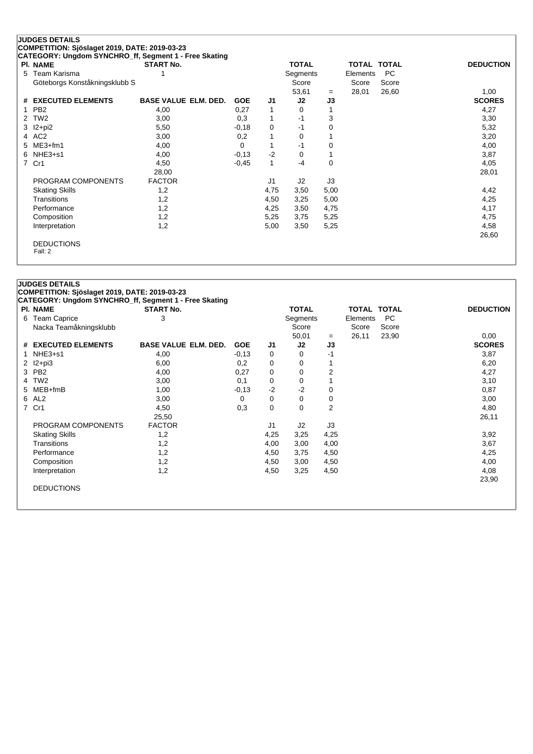## JUDGES DETAILS

**COMPETITION: Sjöslaget 2019, DATE: 2019-03-23**
**CATEGORY: Ungdom SYNCHRO_ff, Segment 1 - Free Skating**

| Pl. | NAME | START No. | TOTAL Segments Score | = | TOTAL Elements Score | TOTAL PC Score | DEDUCTION |
|---|---|---|---|---|---|---|---|
| 5 | Team Karisma<br>Göteborgs Konståkningsklubb S | 1 | 53,61 | = | 28,01 | 26,60 | 1,00 |

| # | EXECUTED ELEMENTS | BASE VALUE | ELM. DED. | GOE | J1 | J2 | J3 | SCORES |
|---|---|---|---|---|---|---|---|---|
| 1 | PB2 | 4,00 | | 0,27 | 1 | 0 | 1 | 4,27 |
| 2 | TW2 | 3,00 | | 0,3 | 1 | -1 | 3 | 3,30 |
| 3 | I2+pi2 | 5,50 | | -0,18 | 0 | -1 | 0 | 5,32 |
| 4 | AC2 | 3,00 | | 0,2 | 1 | 0 | 1 | 3,20 |
| 5 | ME3+fm1 | 4,00 | | 0 | 1 | -1 | 0 | 4,00 |
| 6 | NHE3+s1 | 4,00 | | -0,13 | -2 | 0 | 1 | 3,87 |
| 7 | Cr1 | 4,50 | | -0,45 | 1 | -4 | 0 | 4,05 |
| | | 28,00 | | | | | | 28,01 |

| PROGRAM COMPONENTS | FACTOR | J1 | J2 | J3 | SCORES |
|---|---|---|---|---|---|
| Skating Skills | 1,2 | 4,75 | 3,50 | 5,00 | 4,42 |
| Transitions | 1,2 | 4,50 | 3,25 | 5,00 | 4,25 |
| Performance | 1,2 | 4,25 | 3,50 | 4,75 | 4,17 |
| Composition | 1,2 | 5,25 | 3,75 | 5,25 | 4,75 |
| Interpretation | 1,2 | 5,00 | 3,50 | 5,25 | 4,58 |
| | | | | | 26,60 |

DEDUCTIONS
Fall: 2

## JUDGES DETAILS

**COMPETITION: Sjöslaget 2019, DATE: 2019-03-23**
**CATEGORY: Ungdom SYNCHRO_ff, Segment 1 - Free Skating**

| Pl. | NAME | START No. | TOTAL Segments Score | = | TOTAL Elements Score | TOTAL PC Score | DEDUCTION |
|---|---|---|---|---|---|---|---|
| 6 | Team Caprice<br>Nacka Teamåkningsklubb | 3 | 50,01 | = | 26,11 | 23,90 | 0,00 |

| # | EXECUTED ELEMENTS | BASE VALUE | ELM. DED. | GOE | J1 | J2 | J3 | SCORES |
|---|---|---|---|---|---|---|---|---|
| 1 | NHE3+s1 | 4,00 | | -0,13 | 0 | 0 | -1 | 3,87 |
| 2 | I2+pi3 | 6,00 | | 0,2 | 0 | 0 | 1 | 6,20 |
| 3 | PB2 | 4,00 | | 0,27 | 0 | 0 | 2 | 4,27 |
| 4 | TW2 | 3,00 | | 0,1 | 0 | 0 | 1 | 3,10 |
| 5 | MEB+fmB | 1,00 | | -0,13 | -2 | -2 | 0 | 0,87 |
| 6 | AL2 | 3,00 | | 0 | 0 | 0 | 0 | 3,00 |
| 7 | Cr1 | 4,50 | | 0,3 | 0 | 0 | 2 | 4,80 |
| | | 25,50 | | | | | | 26,11 |

| PROGRAM COMPONENTS | FACTOR | J1 | J2 | J3 | SCORES |
|---|---|---|---|---|---|
| Skating Skills | 1,2 | 4,25 | 3,25 | 4,25 | 3,92 |
| Transitions | 1,2 | 4,00 | 3,00 | 4,00 | 3,67 |
| Performance | 1,2 | 4,50 | 3,75 | 4,50 | 4,25 |
| Composition | 1,2 | 4,50 | 3,00 | 4,50 | 4,00 |
| Interpretation | 1,2 | 4,50 | 3,25 | 4,50 | 4,08 |
| | | | | | 23,90 |

DEDUCTIONS